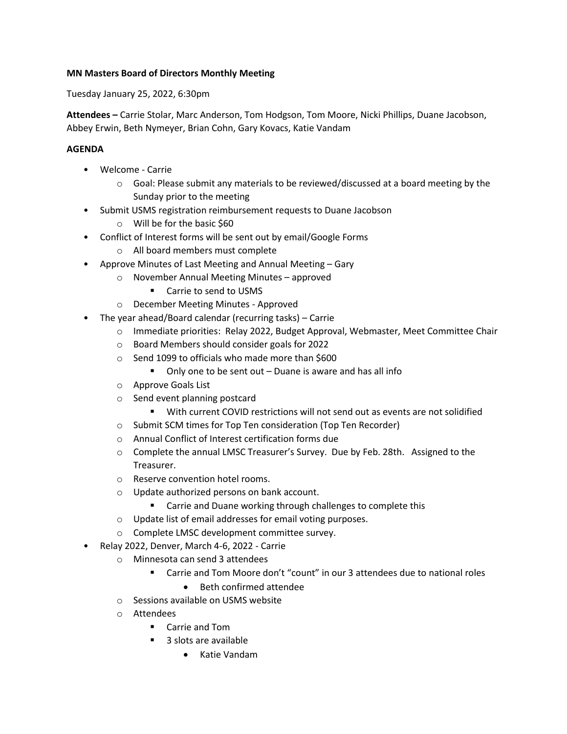**MN Masters Board of Directors Monthly Meeting**

Tuesday January 25, 2022, 6:30pm

**Attendees –** Carrie Stolar, Marc Anderson, Tom Hodgson, Tom Moore, Nicki Phillips, Duane Jacobson, Abbey Erwin, Beth Nymeyer, Brian Cohn, Gary Kovacs, Katie Vandam

**AGENDA**

- Welcome - Carrie
    - Goal: Please submit any materials to be reviewed/discussed at a board meeting by the Sunday prior to the meeting
- Submit USMS registration reimbursement requests to Duane Jacobson
    - Will be for the basic $60
- Conflict of Interest forms will be sent out by email/Google Forms
    - All board members must complete
- Approve Minutes of Last Meeting and Annual Meeting – Gary
    - November Annual Meeting Minutes – approved
        - Carrie to send to USMS
    - December Meeting Minutes - Approved
- The year ahead/Board calendar (recurring tasks) – Carrie
    - Immediate priorities: Relay 2022, Budget Approval, Webmaster, Meet Committee Chair
    - Board Members should consider goals for 2022
    - Send 1099 to officials who made more than $600
        - Only one to be sent out – Duane is aware and has all info
    - Approve Goals List
    - Send event planning postcard
        - With current COVID restrictions will not send out as events are not solidified
    - Submit SCM times for Top Ten consideration (Top Ten Recorder)
    - Annual Conflict of Interest certification forms due
    - Complete the annual LMSC Treasurer's Survey. Due by Feb. 28th. Assigned to the Treasurer.
    - Reserve convention hotel rooms.
    - Update authorized persons on bank account.
        - Carrie and Duane working through challenges to complete this
    - Update list of email addresses for email voting purposes.
    - Complete LMSC development committee survey.
- Relay 2022, Denver, March 4-6, 2022 - Carrie
    - Minnesota can send 3 attendees
        - Carrie and Tom Moore don't "count" in our 3 attendees due to national roles
            - Beth confirmed attendee
    - Sessions available on USMS website
    - Attendees
        - Carrie and Tom
        - 3 slots are available
            - Katie Vandam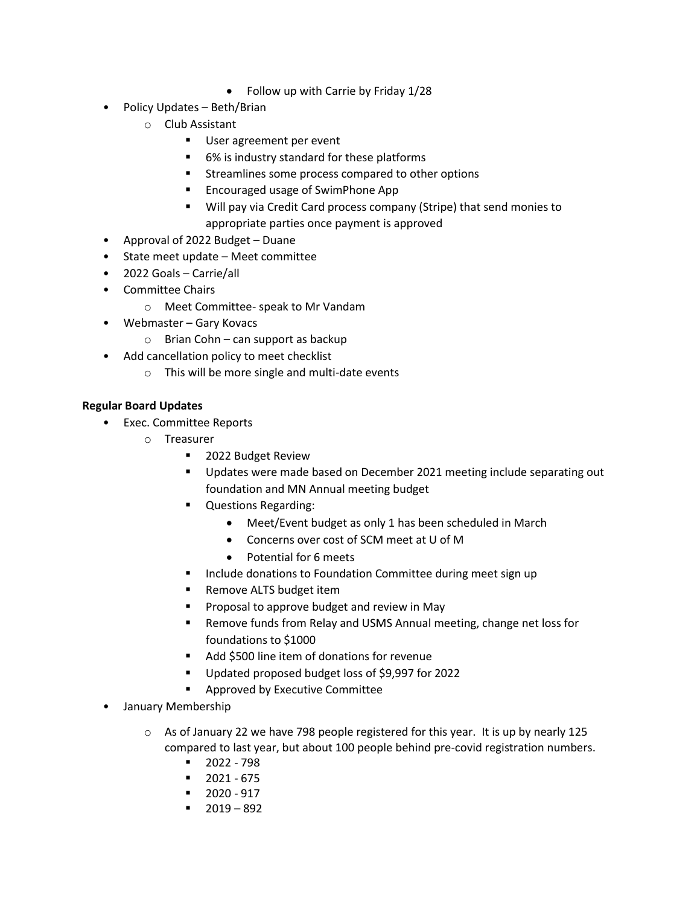- Follow up with Carrie by Friday 1/28
- Policy Updates – Beth/Brian
  - Club Assistant
    - User agreement per event
    - 6% is industry standard for these platforms
    - Streamlines some process compared to other options
    - Encouraged usage of SwimPhone App
    - Will pay via Credit Card process company (Stripe) that send monies to appropriate parties once payment is approved
- Approval of 2022 Budget – Duane
- State meet update – Meet committee
- 2022 Goals – Carrie/all
- Committee Chairs
  - Meet Committee- speak to Mr Vandam
- Webmaster – Gary Kovacs
  - Brian Cohn – can support as backup
- Add cancellation policy to meet checklist
  - This will be more single and multi-date events

**Regular Board Updates**

- Exec. Committee Reports
  - Treasurer
    - 2022 Budget Review
    - Updates were made based on December 2021 meeting include separating out foundation and MN Annual meeting budget
    - Questions Regarding:
      - Meet/Event budget as only 1 has been scheduled in March
      - Concerns over cost of SCM meet at U of M
      - Potential for 6 meets
    - Include donations to Foundation Committee during meet sign up
    - Remove ALTS budget item
    - Proposal to approve budget and review in May
    - Remove funds from Relay and USMS Annual meeting, change net loss for foundations to $1000
    - Add $500 line item of donations for revenue
    - Updated proposed budget loss of $9,997 for 2022
    - Approved by Executive Committee
- January Membership
  - As of January 22 we have 798 people registered for this year. It is up by nearly 125 compared to last year, but about 100 people behind pre-covid registration numbers.
    - 2022 - 798
    - 2021 - 675
    - 2020 - 917
    - 2019 – 892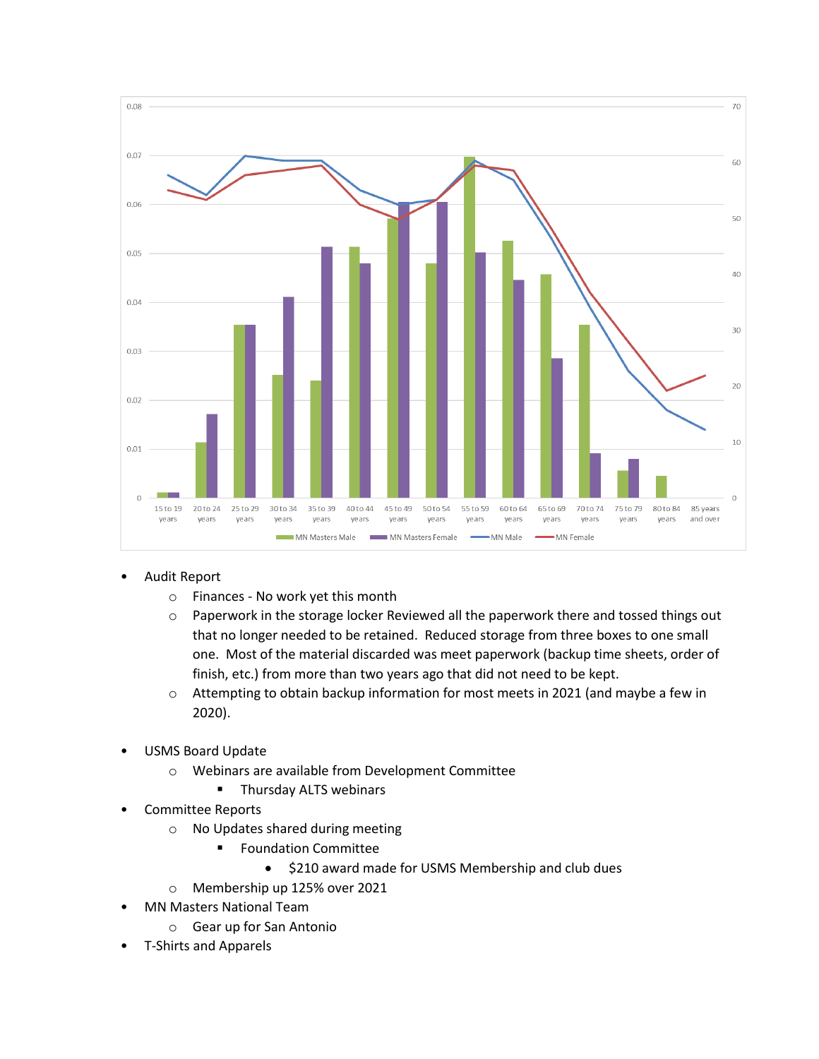- Audit Report
  - Finances - No work yet this month
  - Paperwork in the storage locker Reviewed all the paperwork there and tossed things out that no longer needed to be retained. Reduced storage from three boxes to one small one. Most of the material discarded was meet paperwork (backup time sheets, order of finish, etc.) from more than two years ago that did not need to be kept.
  - Attempting to obtain backup information for most meets in 2021 (and maybe a few in 2020).

- USMS Board Update
  - Webinars are available from Development Committee
    - Thursday ALTS webinars
- Committee Reports
  - No Updates shared during meeting
    - Foundation Committee
      - $210 award made for USMS Membership and club dues
  - Membership up 125% over 2021
- MN Masters National Team
  - Gear up for San Antonio
- T-Shirts and Apparels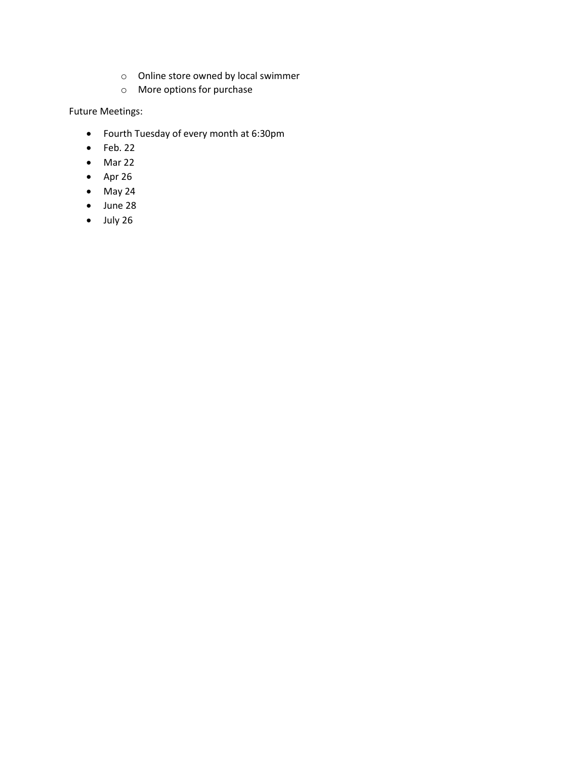- Online store owned by local swimmer
  - More options for purchase

Future Meetings:

- Fourth Tuesday of every month at 6:30pm
- Feb. 22
- Mar 22
- Apr 26
- May 24
- June 28
- July 26